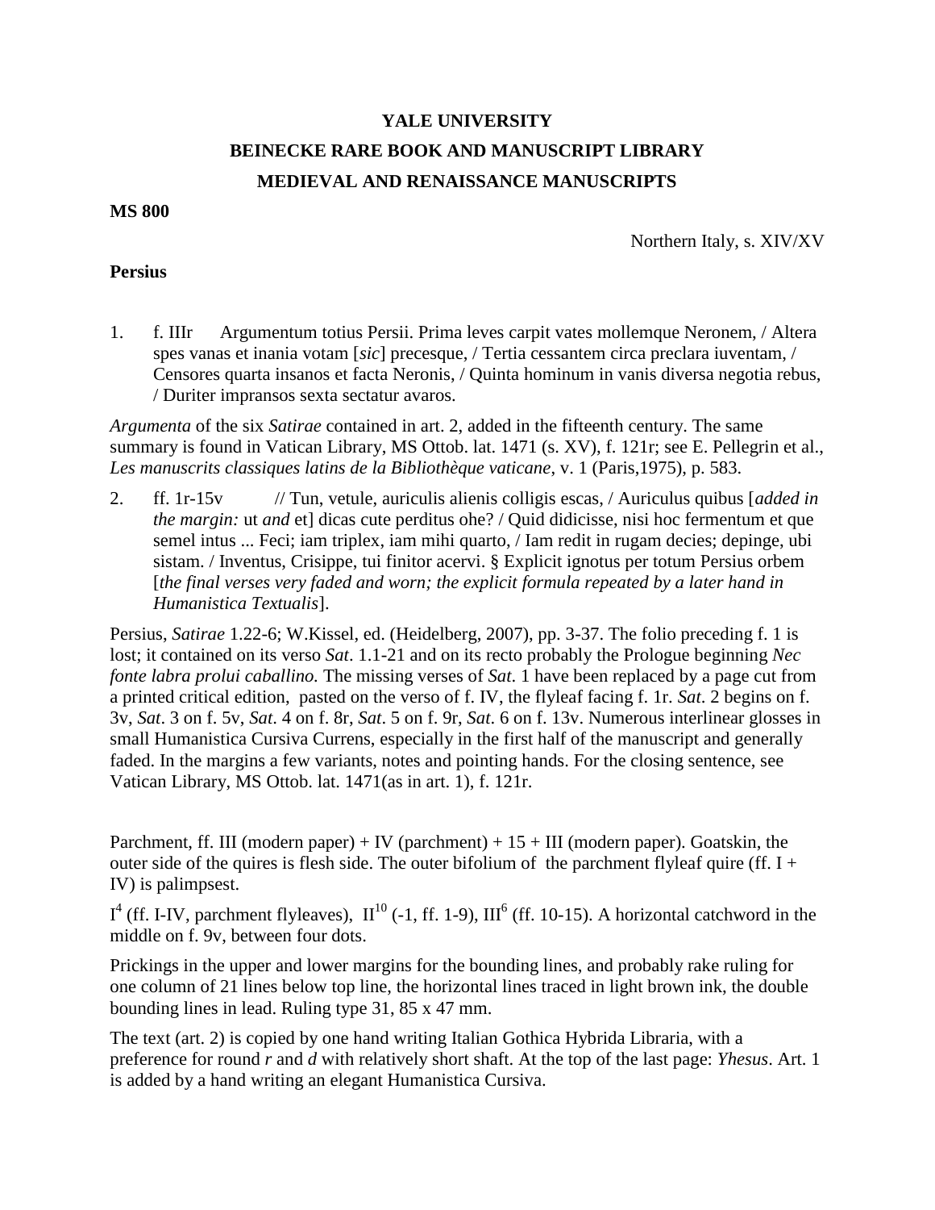**YALE UNIVERSITY**

**BEINECKE RARE BOOK AND MANUSCRIPT LIBRARY**

**MEDIEVAL AND RENAISSANCE MANUSCRIPTS**

**MS 800**

Northern Italy, s. XIV/XV

**Persius**

1. f. IIIr Argumentum totius Persii. Prima leves carpit vates mollemque Neronem, / Altera spes vanas et inania votam [*sic*] precesque, / Tertia cessantem circa preclara iuventam, / Censores quarta insanos et facta Neronis, / Quinta hominum in vanis diversa negotia rebus, / Duriter impransos sexta sectatur avaros.

*Argumenta* of the six *Satirae* contained in art. 2, added in the fifteenth century. The same summary is found in Vatican Library, MS Ottob. lat. 1471 (s. XV), f. 121r; see E. Pellegrin et al., *Les manuscrits classiques latins de la Bibliothèque vaticane*, v. 1 (Paris,1975), p. 583.

2. ff. 1r-15v // Tun, vetule, auriculis alienis colligis escas, / Auriculus quibus [*added in the margin:* ut *and* et] dicas cute perditus ohe? / Quid didicisse, nisi hoc fermentum et que semel intus ... Feci; iam triplex, iam mihi quarto, / Iam redit in rugam decies; depinge, ubi sistam. / Inventus, Crisippe, tui finitor acervi. § Explicit ignotus per totum Persius orbem [*the final verses very faded and worn; the explicit formula repeated by a later hand in Humanistica Textualis*].

Persius, *Satirae* 1.22-6; W.Kissel, ed. (Heidelberg, 2007), pp. 3-37. The folio preceding f. 1 is lost; it contained on its verso *Sat*. 1.1-21 and on its recto probably the Prologue beginning *Nec fonte labra prolui caballino.* The missing verses of *Sat*. 1 have been replaced by a page cut from a printed critical edition, pasted on the verso of f. IV, the flyleaf facing f. 1r. *Sat*. 2 begins on f. 3v, *Sat*. 3 on f. 5v, *Sat*. 4 on f. 8r, *Sat*. 5 on f. 9r, *Sat*. 6 on f. 13v. Numerous interlinear glosses in small Humanistica Cursiva Currens, especially in the first half of the manuscript and generally faded. In the margins a few variants, notes and pointing hands. For the closing sentence, see Vatican Library, MS Ottob. lat. 1471(as in art. 1), f. 121r.

Parchment, ff. III (modern paper) + IV (parchment) + 15 + III (modern paper). Goatskin, the outer side of the quires is flesh side. The outer bifolium of the parchment flyleaf quire (ff. I + IV) is palimpsest.

$I^4$ (ff. I-IV, parchment flyleaves), $II^{10}$ (-1, ff. 1-9), $III^6$ (ff. 10-15). A horizontal catchword in the middle on f. 9v, between four dots.

Prickings in the upper and lower margins for the bounding lines, and probably rake ruling for one column of 21 lines below top line, the horizontal lines traced in light brown ink, the double bounding lines in lead. Ruling type 31, 85 x 47 mm.

The text (art. 2) is copied by one hand writing Italian Gothica Hybrida Libraria, with a preference for round *r* and *d* with relatively short shaft. At the top of the last page: *Yhesus*. Art. 1 is added by a hand writing an elegant Humanistica Cursiva.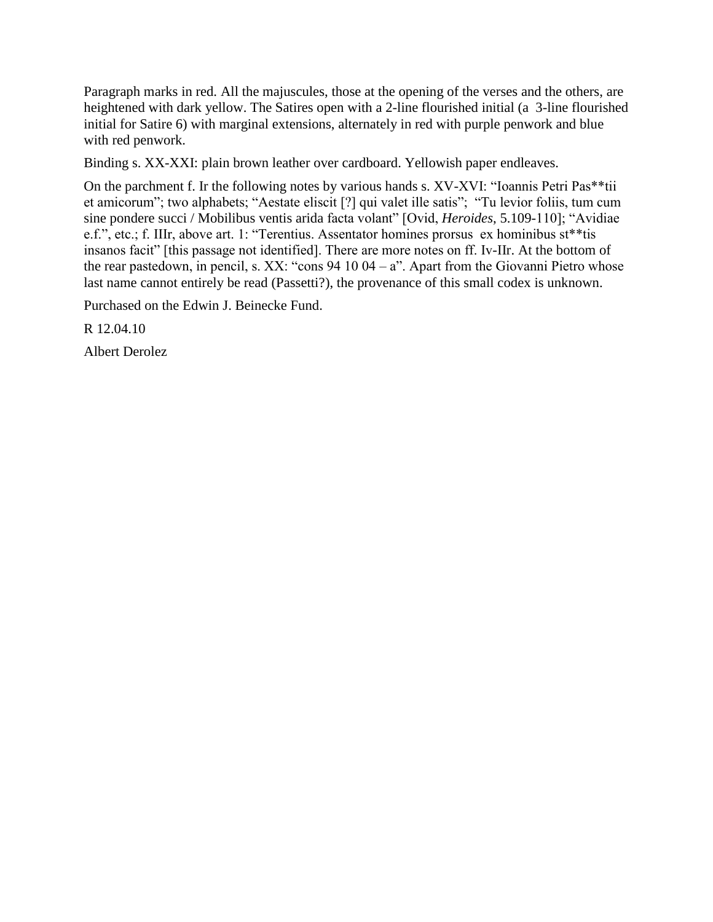Paragraph marks in red. All the majuscules, those at the opening of the verses and the others, are heightened with dark yellow. The Satires open with a 2-line flourished initial (a 3-line flourished initial for Satire 6) with marginal extensions, alternately in red with purple penwork and blue with red penwork.

Binding s. XX-XXI: plain brown leather over cardboard. Yellowish paper endleaves.

On the parchment f. Ir the following notes by various hands s. XV-XVI: "Ioannis Petri Pas**tii et amicorum"; two alphabets; "Aestate eliscit [?] qui valet ille satis"; "Tu levior foliis, tum cum sine pondere succi / Mobilibus ventis arida facta volant" [Ovid, *Heroides*, 5.109-110]; "Avidiae e.f.", etc.; f. IIIr, above art. 1: "Terentius. Assentator homines prorsus ex hominibus st**tis insanos facit" [this passage not identified]. There are more notes on ff. Iv-IIr. At the bottom of the rear pastedown, in pencil, s. XX: "cons 94 10 04 – a". Apart from the Giovanni Pietro whose last name cannot entirely be read (Passetti?), the provenance of this small codex is unknown.

Purchased on the Edwin J. Beinecke Fund.

R 12.04.10

Albert Derolez